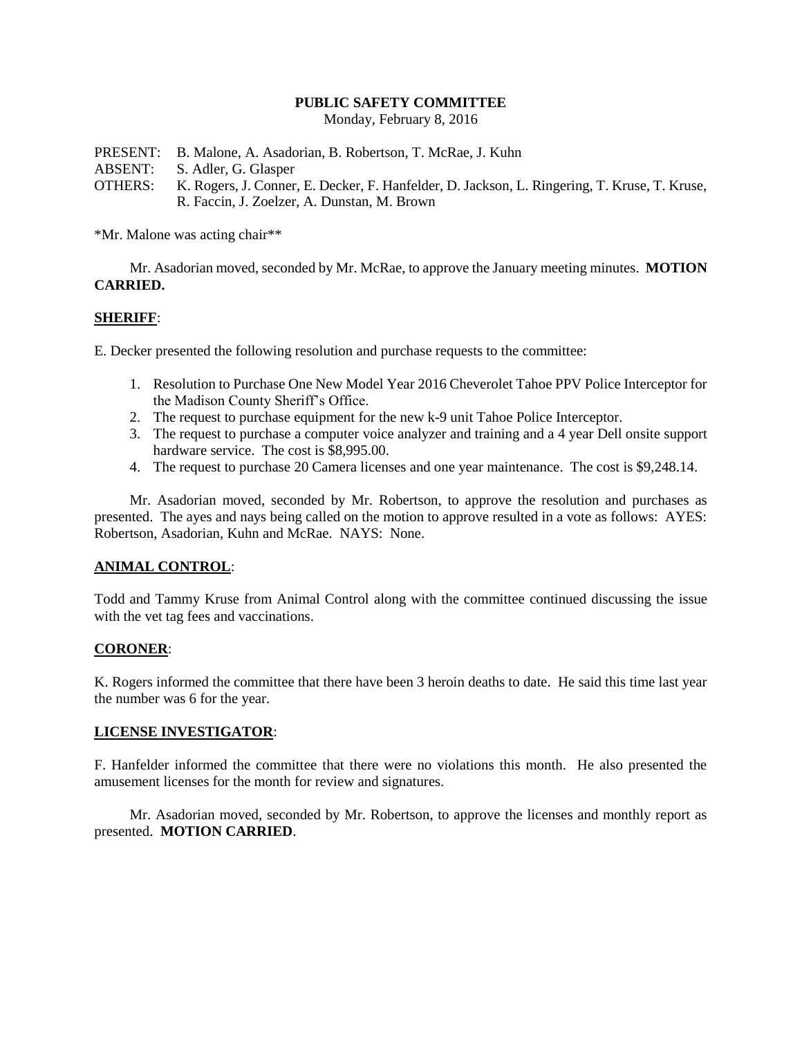**PUBLIC SAFETY COMMITTEE**
Monday, February 8, 2016

PRESENT: B. Malone, A. Asadorian, B. Robertson, T. McRae, J. Kuhn
ABSENT: S. Adler, G. Glasper
OTHERS: K. Rogers, J. Conner, E. Decker, F. Hanfelder, D. Jackson, L. Ringering, T. Kruse, T. Kruse, R. Faccin, J. Zoelzer, A. Dunstan, M. Brown

*Mr. Malone was acting chair**

Mr. Asadorian moved, seconded by Mr. McRae, to approve the January meeting minutes. **MOTION CARRIED.**

**SHERIFF**:

E. Decker presented the following resolution and purchase requests to the committee:

1. Resolution to Purchase One New Model Year 2016 Cheverolet Tahoe PPV Police Interceptor for the Madison County Sheriff's Office.
2. The request to purchase equipment for the new k-9 unit Tahoe Police Interceptor.
3. The request to purchase a computer voice analyzer and training and a 4 year Dell onsite support hardware service. The cost is $8,995.00.
4. The request to purchase 20 Camera licenses and one year maintenance. The cost is $9,248.14.

Mr. Asadorian moved, seconded by Mr. Robertson, to approve the resolution and purchases as presented. The ayes and nays being called on the motion to approve resulted in a vote as follows: AYES: Robertson, Asadorian, Kuhn and McRae. NAYS: None.

**ANIMAL CONTROL**:

Todd and Tammy Kruse from Animal Control along with the committee continued discussing the issue with the vet tag fees and vaccinations.

**CORONER**:

K. Rogers informed the committee that there have been 3 heroin deaths to date. He said this time last year the number was 6 for the year.

**LICENSE INVESTIGATOR**:

F. Hanfelder informed the committee that there were no violations this month. He also presented the amusement licenses for the month for review and signatures.

Mr. Asadorian moved, seconded by Mr. Robertson, to approve the licenses and monthly report as presented. **MOTION CARRIED**.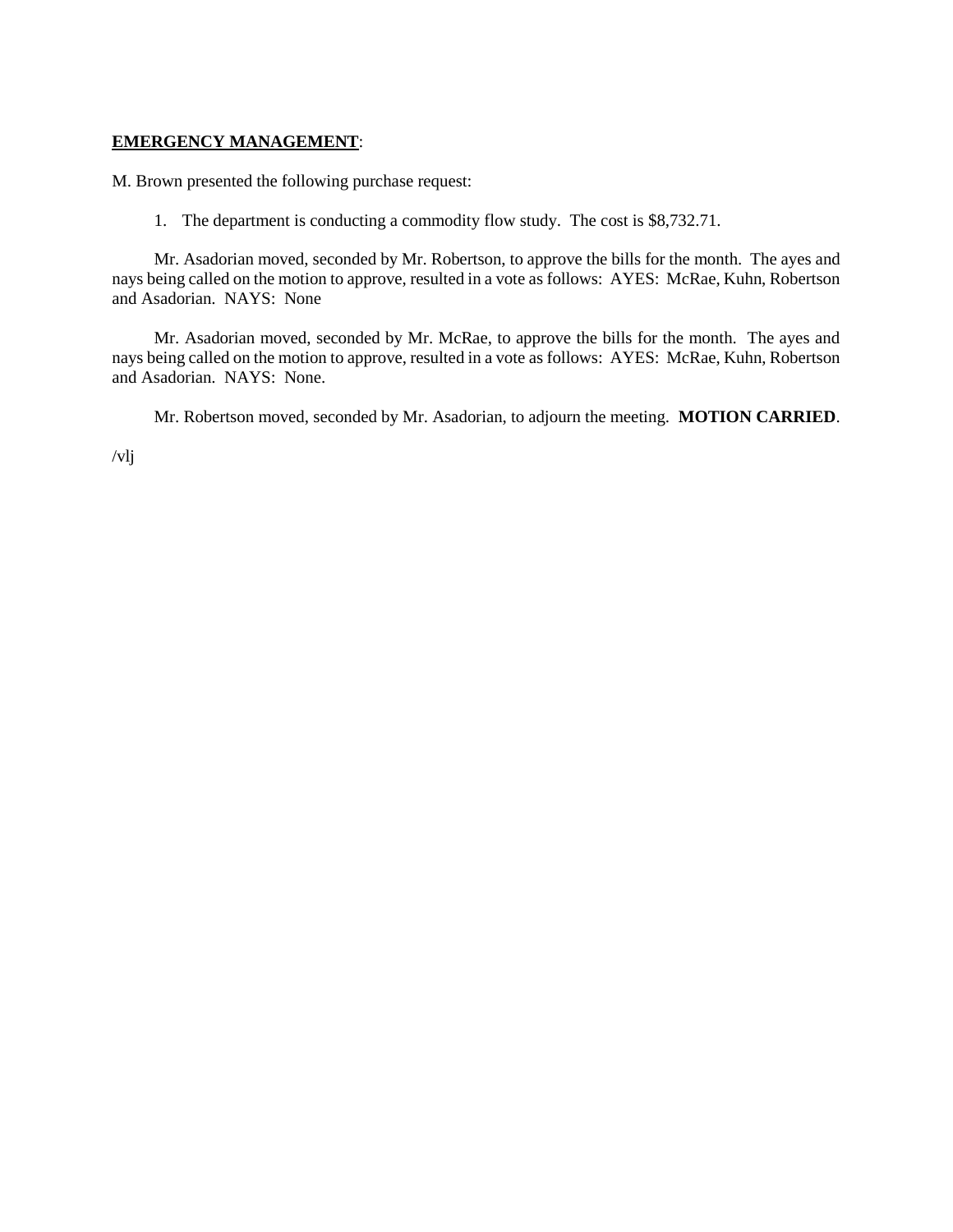**EMERGENCY MANAGEMENT**:

M. Brown presented the following purchase request:

1. The department is conducting a commodity flow study. The cost is $8,732.71.

Mr. Asadorian moved, seconded by Mr. Robertson, to approve the bills for the month. The ayes and nays being called on the motion to approve, resulted in a vote as follows: AYES: McRae, Kuhn, Robertson and Asadorian. NAYS: None

Mr. Asadorian moved, seconded by Mr. McRae, to approve the bills for the month. The ayes and nays being called on the motion to approve, resulted in a vote as follows: AYES: McRae, Kuhn, Robertson and Asadorian. NAYS: None.

Mr. Robertson moved, seconded by Mr. Asadorian, to adjourn the meeting. **MOTION CARRIED**.

/vlj